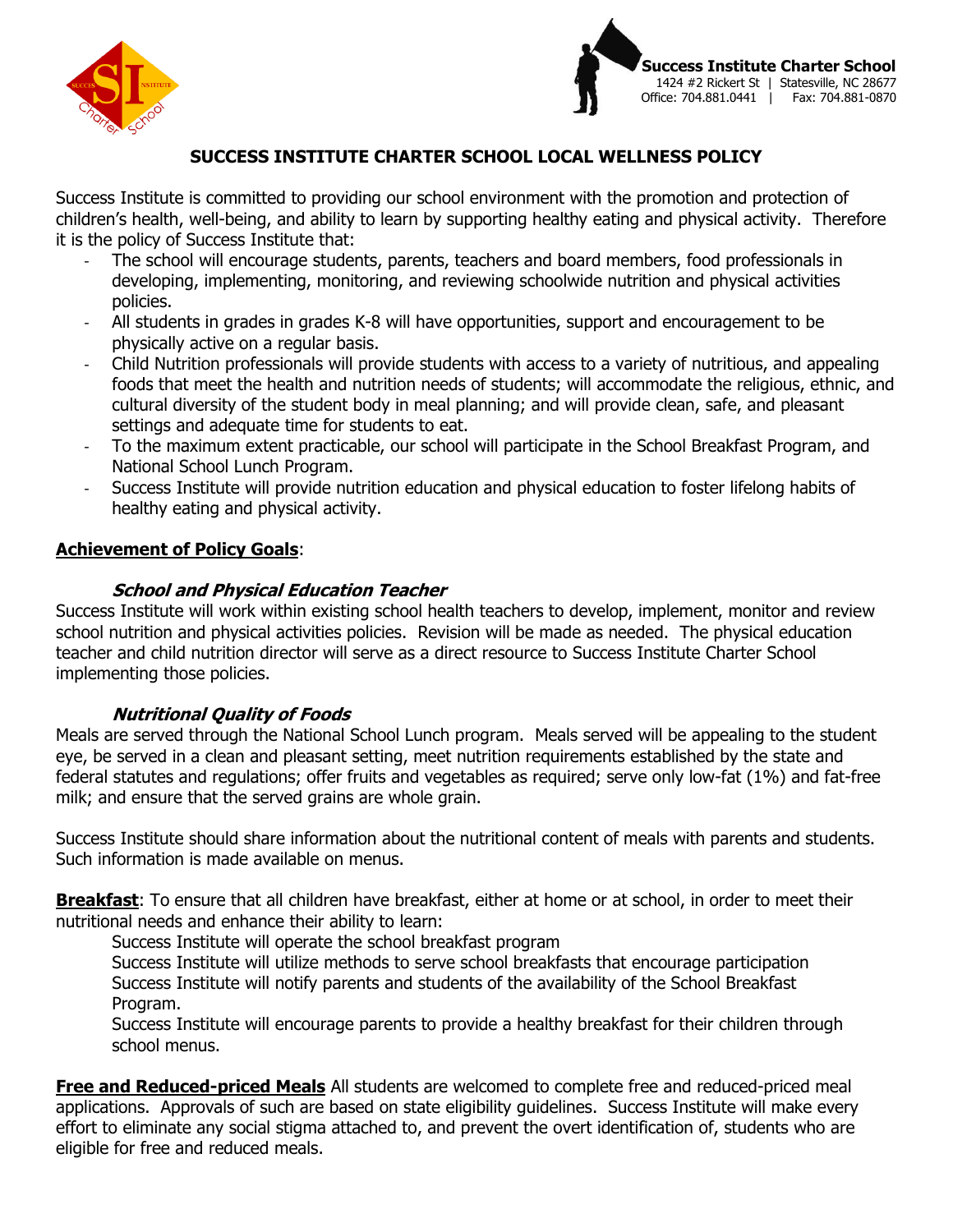Success Institute Charter School
1424 #2 Rickert St | Statesville, NC 28677
Office: 704.881.0441 | Fax: 704.881-0870

# SUCCESS INSTITUTE CHARTER SCHOOL LOCAL WELLNESS POLICY

Success Institute is committed to providing our school environment with the promotion and protection of children's health, well-being, and ability to learn by supporting healthy eating and physical activity. Therefore it is the policy of Success Institute that:

- The school will encourage students, parents, teachers and board members, food professionals in developing, implementing, monitoring, and reviewing schoolwide nutrition and physical activities policies.
- All students in grades in grades K-8 will have opportunities, support and encouragement to be physically active on a regular basis.
- Child Nutrition professionals will provide students with access to a variety of nutritious, and appealing foods that meet the health and nutrition needs of students; will accommodate the religious, ethnic, and cultural diversity of the student body in meal planning; and will provide clean, safe, and pleasant settings and adequate time for students to eat.
- To the maximum extent practicable, our school will participate in the School Breakfast Program, and National School Lunch Program.
- Success Institute will provide nutrition education and physical education to foster lifelong habits of healthy eating and physical activity.

## **Achievement of Policy Goals**:

### *School and Physical Education Teacher*

Success Institute will work within existing school health teachers to develop, implement, monitor and review school nutrition and physical activities policies. Revision will be made as needed. The physical education teacher and child nutrition director will serve as a direct resource to Success Institute Charter School implementing those policies.

### *Nutritional Quality of Foods*

Meals are served through the National School Lunch program. Meals served will be appealing to the student eye, be served in a clean and pleasant setting, meet nutrition requirements established by the state and federal statutes and regulations; offer fruits and vegetables as required; serve only low-fat (1%) and fat-free milk; and ensure that the served grains are whole grain.

Success Institute should share information about the nutritional content of meals with parents and students. Such information is made available on menus.

**Breakfast**: To ensure that all children have breakfast, either at home or at school, in order to meet their nutritional needs and enhance their ability to learn:

Success Institute will operate the school breakfast program
Success Institute will utilize methods to serve school breakfasts that encourage participation
Success Institute will notify parents and students of the availability of the School Breakfast Program.
Success Institute will encourage parents to provide a healthy breakfast for their children through school menus.

**Free and Reduced-priced Meals** All students are welcomed to complete free and reduced-priced meal applications. Approvals of such are based on state eligibility guidelines. Success Institute will make every effort to eliminate any social stigma attached to, and prevent the overt identification of, students who are eligible for free and reduced meals.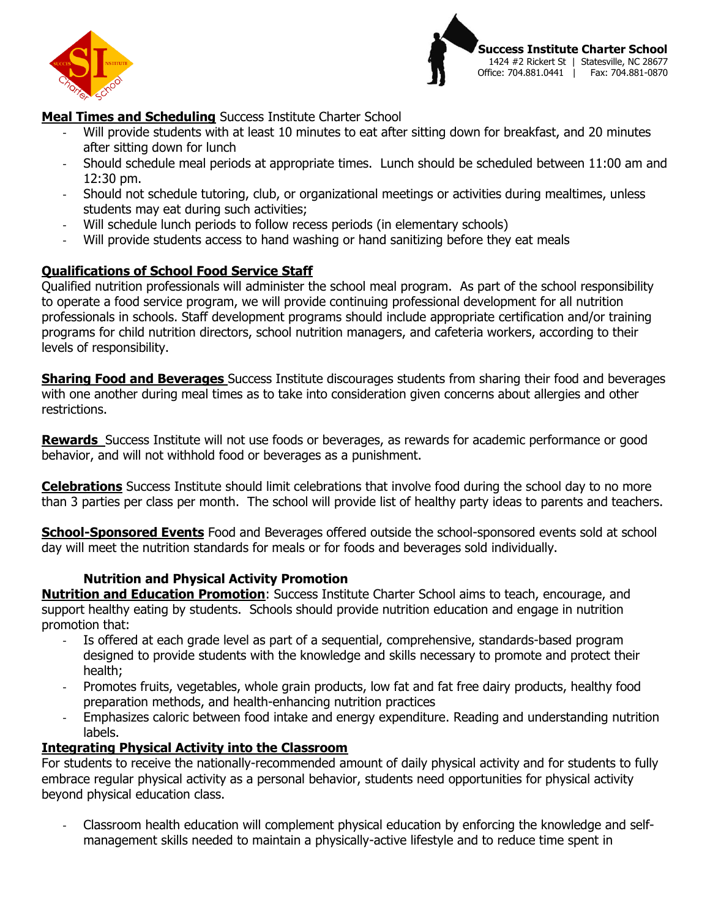**Meal Times and Scheduling** Success Institute Charter School

- Will provide students with at least 10 minutes to eat after sitting down for breakfast, and 20 minutes after sitting down for lunch
- Should schedule meal periods at appropriate times. Lunch should be scheduled between 11:00 am and 12:30 pm.
- Should not schedule tutoring, club, or organizational meetings or activities during mealtimes, unless students may eat during such activities;
- Will schedule lunch periods to follow recess periods (in elementary schools)
- Will provide students access to hand washing or hand sanitizing before they eat meals

**Qualifications of School Food Service Staff**

Qualified nutrition professionals will administer the school meal program. As part of the school responsibility to operate a food service program, we will provide continuing professional development for all nutrition professionals in schools. Staff development programs should include appropriate certification and/or training programs for child nutrition directors, school nutrition managers, and cafeteria workers, according to their levels of responsibility.

**Sharing Food and Beverages** Success Institute discourages students from sharing their food and beverages with one another during meal times as to take into consideration given concerns about allergies and other restrictions.

**Rewards** Success Institute will not use foods or beverages, as rewards for academic performance or good behavior, and will not withhold food or beverages as a punishment.

**Celebrations** Success Institute should limit celebrations that involve food during the school day to no more than 3 parties per class per month. The school will provide list of healthy party ideas to parents and teachers.

**School-Sponsored Events** Food and Beverages offered outside the school-sponsored events sold at school day will meet the nutrition standards for meals or for foods and beverages sold individually.

### Nutrition and Physical Activity Promotion

**Nutrition and Education Promotion**: Success Institute Charter School aims to teach, encourage, and support healthy eating by students. Schools should provide nutrition education and engage in nutrition promotion that:

- Is offered at each grade level as part of a sequential, comprehensive, standards-based program designed to provide students with the knowledge and skills necessary to promote and protect their health;
- Promotes fruits, vegetables, whole grain products, low fat and fat free dairy products, healthy food preparation methods, and health-enhancing nutrition practices
- Emphasizes caloric between food intake and energy expenditure. Reading and understanding nutrition labels.

**Integrating Physical Activity into the Classroom**

For students to receive the nationally-recommended amount of daily physical activity and for students to fully embrace regular physical activity as a personal behavior, students need opportunities for physical activity beyond physical education class.

- Classroom health education will complement physical education by enforcing the knowledge and self-management skills needed to maintain a physically-active lifestyle and to reduce time spent in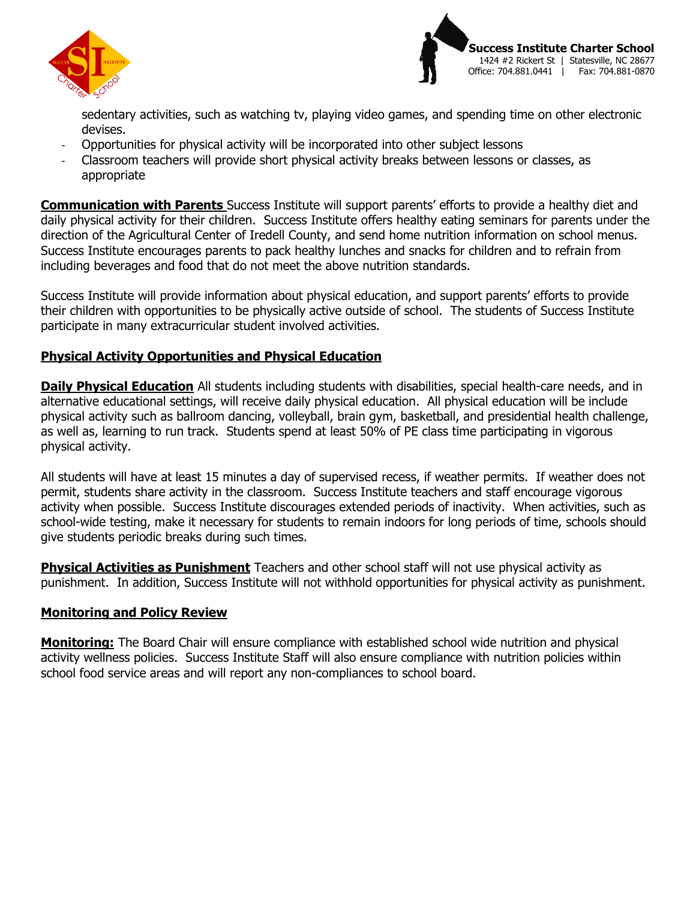sedentary activities, such as watching tv, playing video games, and spending time on other electronic devises.
- Opportunities for physical activity will be incorporated into other subject lessons
- Classroom teachers will provide short physical activity breaks between lessons or classes, as appropriate

**Communication with Parents** Success Institute will support parents' efforts to provide a healthy diet and daily physical activity for their children. Success Institute offers healthy eating seminars for parents under the direction of the Agricultural Center of Iredell County, and send home nutrition information on school menus. Success Institute encourages parents to pack healthy lunches and snacks for children and to refrain from including beverages and food that do not meet the above nutrition standards.

Success Institute will provide information about physical education, and support parents' efforts to provide their children with opportunities to be physically active outside of school. The students of Success Institute participate in many extracurricular student involved activities.

## Physical Activity Opportunities and Physical Education

**Daily Physical Education** All students including students with disabilities, special health-care needs, and in alternative educational settings, will receive daily physical education. All physical education will be include physical activity such as ballroom dancing, volleyball, brain gym, basketball, and presidential health challenge, as well as, learning to run track. Students spend at least 50% of PE class time participating in vigorous physical activity.

All students will have at least 15 minutes a day of supervised recess, if weather permits. If weather does not permit, students share activity in the classroom. Success Institute teachers and staff encourage vigorous activity when possible. Success Institute discourages extended periods of inactivity. When activities, such as school-wide testing, make it necessary for students to remain indoors for long periods of time, schools should give students periodic breaks during such times.

**Physical Activities as Punishment** Teachers and other school staff will not use physical activity as punishment. In addition, Success Institute will not withhold opportunities for physical activity as punishment.

## Monitoring and Policy Review

**Monitoring:** The Board Chair will ensure compliance with established school wide nutrition and physical activity wellness policies. Success Institute Staff will also ensure compliance with nutrition policies within school food service areas and will report any non-compliances to school board.